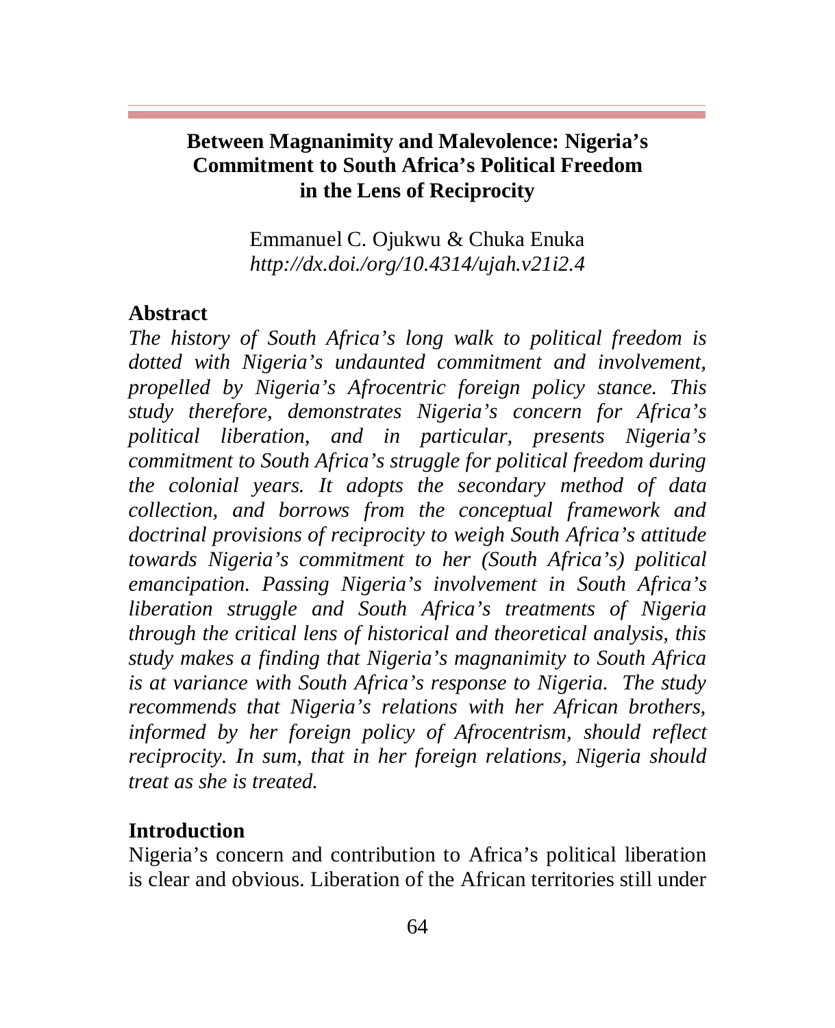# Between Magnanimity and Malevolence: Nigeria's Commitment to South Africa's Political Freedom in the Lens of Reciprocity

Emmanuel C. Ojukwu & Chuka Enuka
*http://dx.doi./org/10.4314/ujah.v21i2.4*

## Abstract

*The history of South Africa's long walk to political freedom is dotted with Nigeria's undaunted commitment and involvement, propelled by Nigeria's Afrocentric foreign policy stance. This study therefore, demonstrates Nigeria's concern for Africa's political liberation, and in particular, presents Nigeria's commitment to South Africa's struggle for political freedom during the colonial years. It adopts the secondary method of data collection, and borrows from the conceptual framework and doctrinal provisions of reciprocity to weigh South Africa's attitude towards Nigeria's commitment to her (South Africa's) political emancipation. Passing Nigeria's involvement in South Africa's liberation struggle and South Africa's treatments of Nigeria through the critical lens of historical and theoretical analysis, this study makes a finding that Nigeria's magnanimity to South Africa is at variance with South Africa's response to Nigeria. The study recommends that Nigeria's relations with her African brothers, informed by her foreign policy of Afrocentrism, should reflect reciprocity. In sum, that in her foreign relations, Nigeria should treat as she is treated.*

## Introduction

Nigeria's concern and contribution to Africa's political liberation is clear and obvious. Liberation of the African territories still under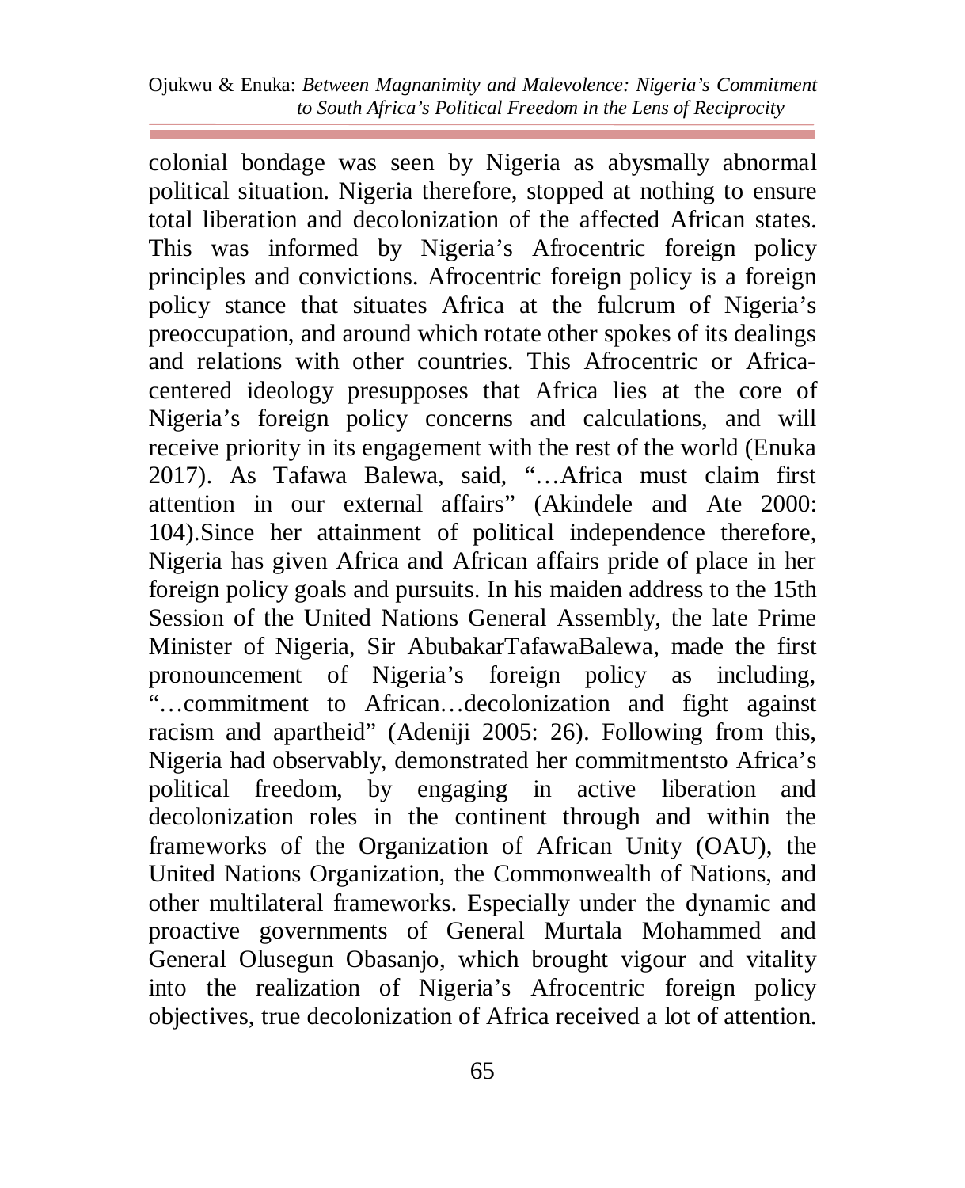colonial bondage was seen by Nigeria as abysmally abnormal political situation. Nigeria therefore, stopped at nothing to ensure total liberation and decolonization of the affected African states. This was informed by Nigeria's Afrocentric foreign policy principles and convictions. Afrocentric foreign policy is a foreign policy stance that situates Africa at the fulcrum of Nigeria's preoccupation, and around which rotate other spokes of its dealings and relations with other countries. This Afrocentric or Africa-centered ideology presupposes that Africa lies at the core of Nigeria's foreign policy concerns and calculations, and will receive priority in its engagement with the rest of the world (Enuka 2017). As Tafawa Balewa, said, "…Africa must claim first attention in our external affairs" (Akindele and Ate 2000: 104).Since her attainment of political independence therefore, Nigeria has given Africa and African affairs pride of place in her foreign policy goals and pursuits. In his maiden address to the 15th Session of the United Nations General Assembly, the late Prime Minister of Nigeria, Sir AbubakarTafawaBalewa, made the first pronouncement of Nigeria's foreign policy as including, "…commitment to African…decolonization and fight against racism and apartheid" (Adeniji 2005: 26). Following from this, Nigeria had observably, demonstrated her commitmentsto Africa's political freedom, by engaging in active liberation and decolonization roles in the continent through and within the frameworks of the Organization of African Unity (OAU), the United Nations Organization, the Commonwealth of Nations, and other multilateral frameworks. Especially under the dynamic and proactive governments of General Murtala Mohammed and General Olusegun Obasanjo, which brought vigour and vitality into the realization of Nigeria's Afrocentric foreign policy objectives, true decolonization of Africa received a lot of attention.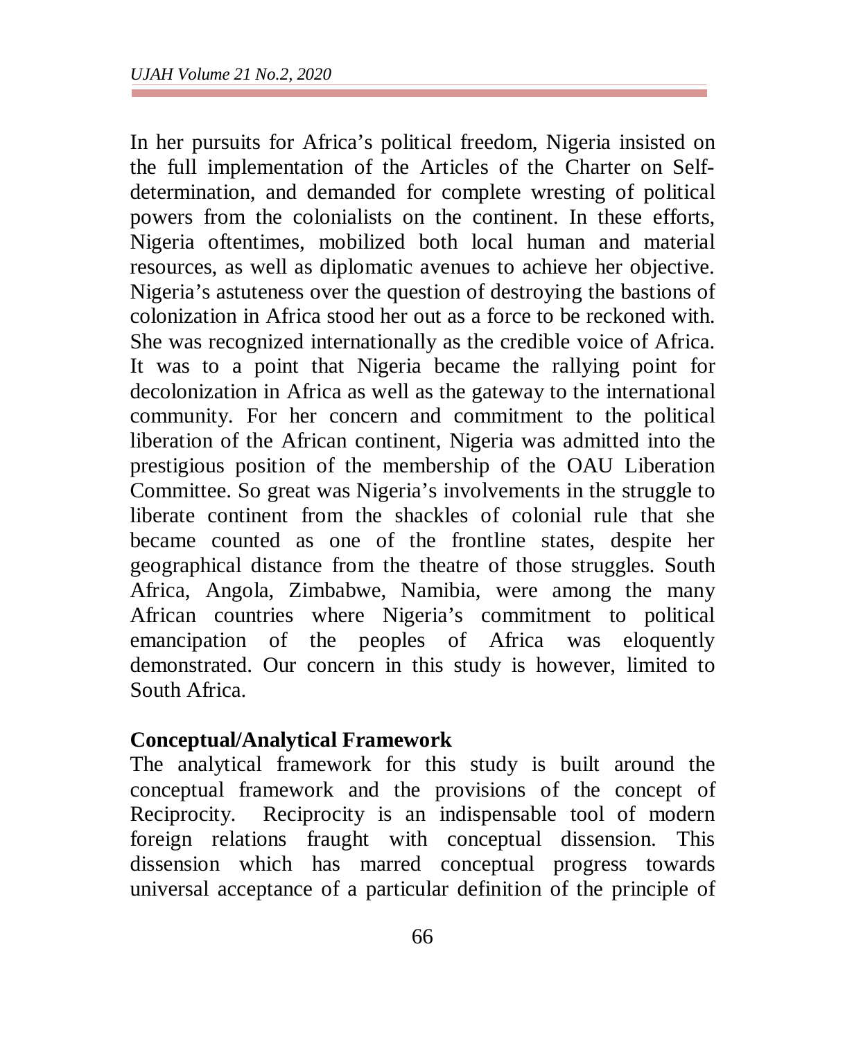In her pursuits for Africa's political freedom, Nigeria insisted on the full implementation of the Articles of the Charter on Self-determination, and demanded for complete wresting of political powers from the colonialists on the continent. In these efforts, Nigeria oftentimes, mobilized both local human and material resources, as well as diplomatic avenues to achieve her objective. Nigeria's astuteness over the question of destroying the bastions of colonization in Africa stood her out as a force to be reckoned with. She was recognized internationally as the credible voice of Africa. It was to a point that Nigeria became the rallying point for decolonization in Africa as well as the gateway to the international community. For her concern and commitment to the political liberation of the African continent, Nigeria was admitted into the prestigious position of the membership of the OAU Liberation Committee. So great was Nigeria's involvements in the struggle to liberate continent from the shackles of colonial rule that she became counted as one of the frontline states, despite her geographical distance from the theatre of those struggles. South Africa, Angola, Zimbabwe, Namibia, were among the many African countries where Nigeria's commitment to political emancipation of the peoples of Africa was eloquently demonstrated. Our concern in this study is however, limited to South Africa.

**Conceptual/Analytical Framework**

The analytical framework for this study is built around the conceptual framework and the provisions of the concept of Reciprocity. Reciprocity is an indispensable tool of modern foreign relations fraught with conceptual dissension. This dissension which has marred conceptual progress towards universal acceptance of a particular definition of the principle of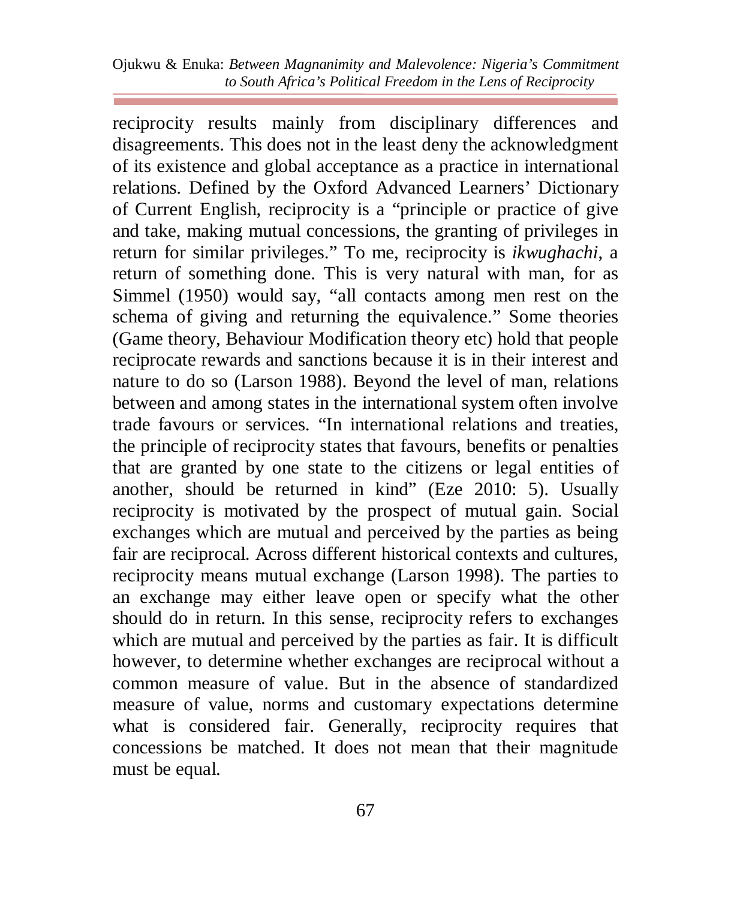reciprocity results mainly from disciplinary differences and disagreements. This does not in the least deny the acknowledgment of its existence and global acceptance as a practice in international relations. Defined by the Oxford Advanced Learners' Dictionary of Current English, reciprocity is a "principle or practice of give and take, making mutual concessions, the granting of privileges in return for similar privileges." To me, reciprocity is *ikwughachi*, a return of something done. This is very natural with man, for as Simmel (1950) would say, "all contacts among men rest on the schema of giving and returning the equivalence." Some theories (Game theory, Behaviour Modification theory etc) hold that people reciprocate rewards and sanctions because it is in their interest and nature to do so (Larson 1988). Beyond the level of man, relations between and among states in the international system often involve trade favours or services. "In international relations and treaties, the principle of reciprocity states that favours, benefits or penalties that are granted by one state to the citizens or legal entities of another, should be returned in kind" (Eze 2010: 5). Usually reciprocity is motivated by the prospect of mutual gain. Social exchanges which are mutual and perceived by the parties as being fair are reciprocal. Across different historical contexts and cultures, reciprocity means mutual exchange (Larson 1998). The parties to an exchange may either leave open or specify what the other should do in return. In this sense, reciprocity refers to exchanges which are mutual and perceived by the parties as fair. It is difficult however, to determine whether exchanges are reciprocal without a common measure of value. But in the absence of standardized measure of value, norms and customary expectations determine what is considered fair. Generally, reciprocity requires that concessions be matched. It does not mean that their magnitude must be equal.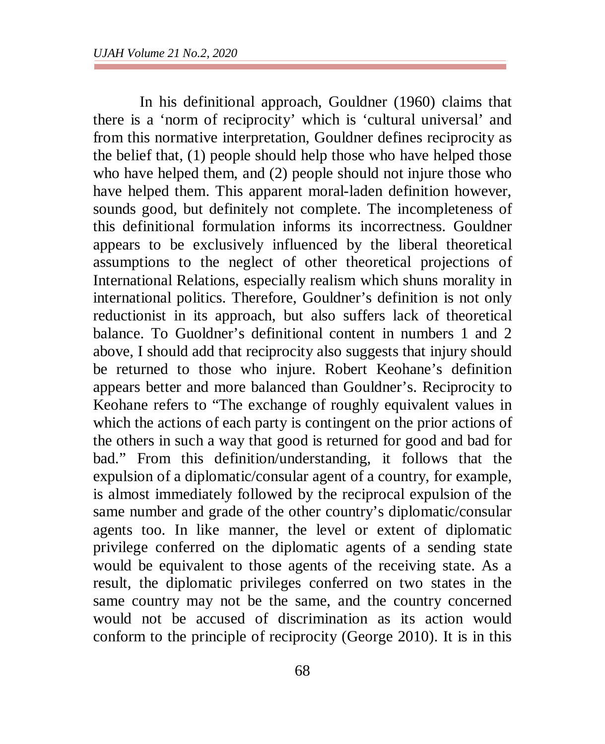In his definitional approach, Gouldner (1960) claims that there is a 'norm of reciprocity' which is 'cultural universal' and from this normative interpretation, Gouldner defines reciprocity as the belief that, (1) people should help those who have helped those who have helped them, and (2) people should not injure those who have helped them. This apparent moral-laden definition however, sounds good, but definitely not complete. The incompleteness of this definitional formulation informs its incorrectness. Gouldner appears to be exclusively influenced by the liberal theoretical assumptions to the neglect of other theoretical projections of International Relations, especially realism which shuns morality in international politics. Therefore, Gouldner's definition is not only reductionist in its approach, but also suffers lack of theoretical balance. To Guoldner's definitional content in numbers 1 and 2 above, I should add that reciprocity also suggests that injury should be returned to those who injure. Robert Keohane's definition appears better and more balanced than Gouldner's. Reciprocity to Keohane refers to "The exchange of roughly equivalent values in which the actions of each party is contingent on the prior actions of the others in such a way that good is returned for good and bad for bad." From this definition/understanding, it follows that the expulsion of a diplomatic/consular agent of a country, for example, is almost immediately followed by the reciprocal expulsion of the same number and grade of the other country's diplomatic/consular agents too. In like manner, the level or extent of diplomatic privilege conferred on the diplomatic agents of a sending state would be equivalent to those agents of the receiving state. As a result, the diplomatic privileges conferred on two states in the same country may not be the same, and the country concerned would not be accused of discrimination as its action would conform to the principle of reciprocity (George 2010). It is in this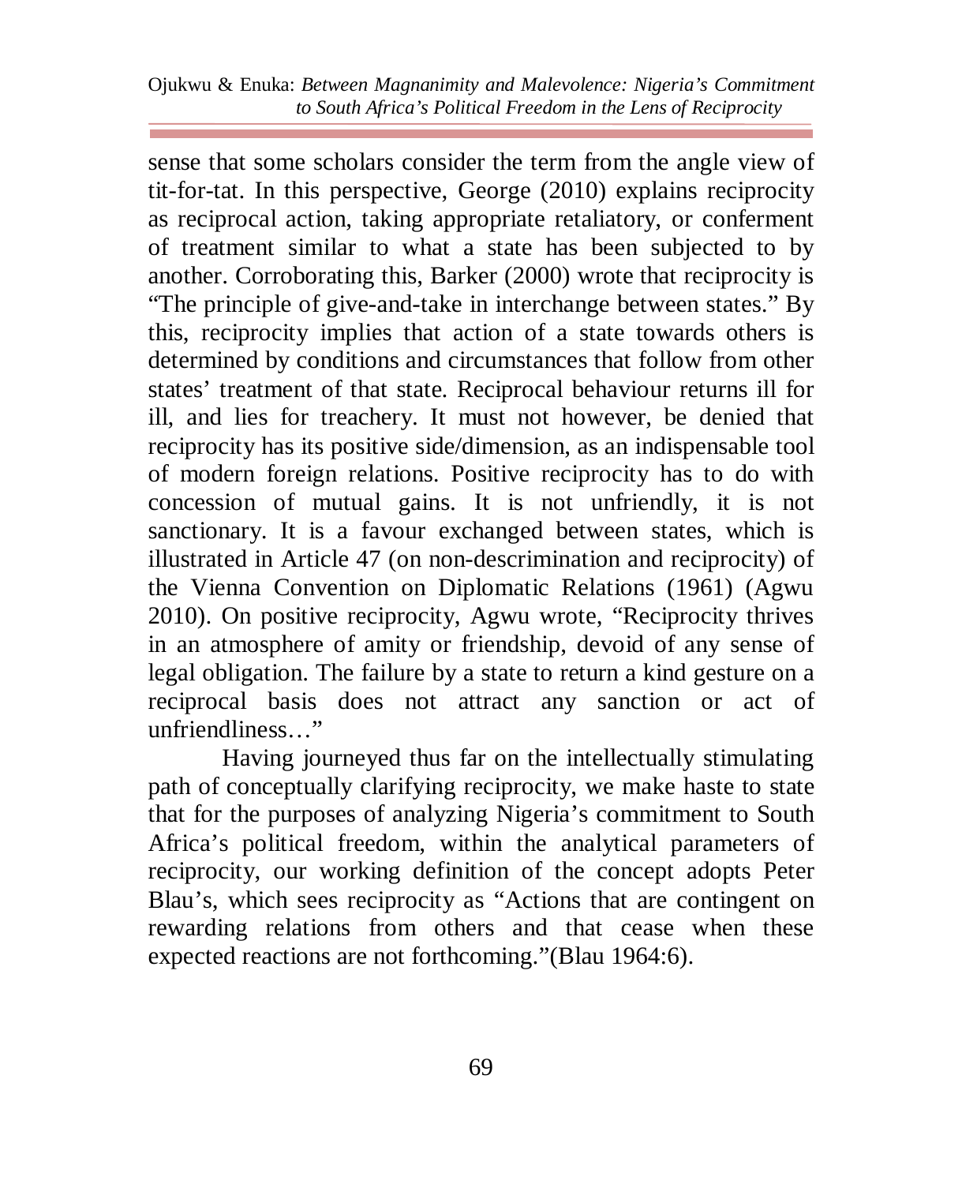sense that some scholars consider the term from the angle view of tit-for-tat. In this perspective, George (2010) explains reciprocity as reciprocal action, taking appropriate retaliatory, or conferment of treatment similar to what a state has been subjected to by another. Corroborating this, Barker (2000) wrote that reciprocity is "The principle of give-and-take in interchange between states." By this, reciprocity implies that action of a state towards others is determined by conditions and circumstances that follow from other states' treatment of that state. Reciprocal behaviour returns ill for ill, and lies for treachery. It must not however, be denied that reciprocity has its positive side/dimension, as an indispensable tool of modern foreign relations. Positive reciprocity has to do with concession of mutual gains. It is not unfriendly, it is not sanctionary. It is a favour exchanged between states, which is illustrated in Article 47 (on non-descrimination and reciprocity) of the Vienna Convention on Diplomatic Relations (1961) (Agwu 2010). On positive reciprocity, Agwu wrote, "Reciprocity thrives in an atmosphere of amity or friendship, devoid of any sense of legal obligation. The failure by a state to return a kind gesture on a reciprocal basis does not attract any sanction or act of unfriendliness…"

Having journeyed thus far on the intellectually stimulating path of conceptually clarifying reciprocity, we make haste to state that for the purposes of analyzing Nigeria's commitment to South Africa's political freedom, within the analytical parameters of reciprocity, our working definition of the concept adopts Peter Blau's, which sees reciprocity as "Actions that are contingent on rewarding relations from others and that cease when these expected reactions are not forthcoming."(Blau 1964:6).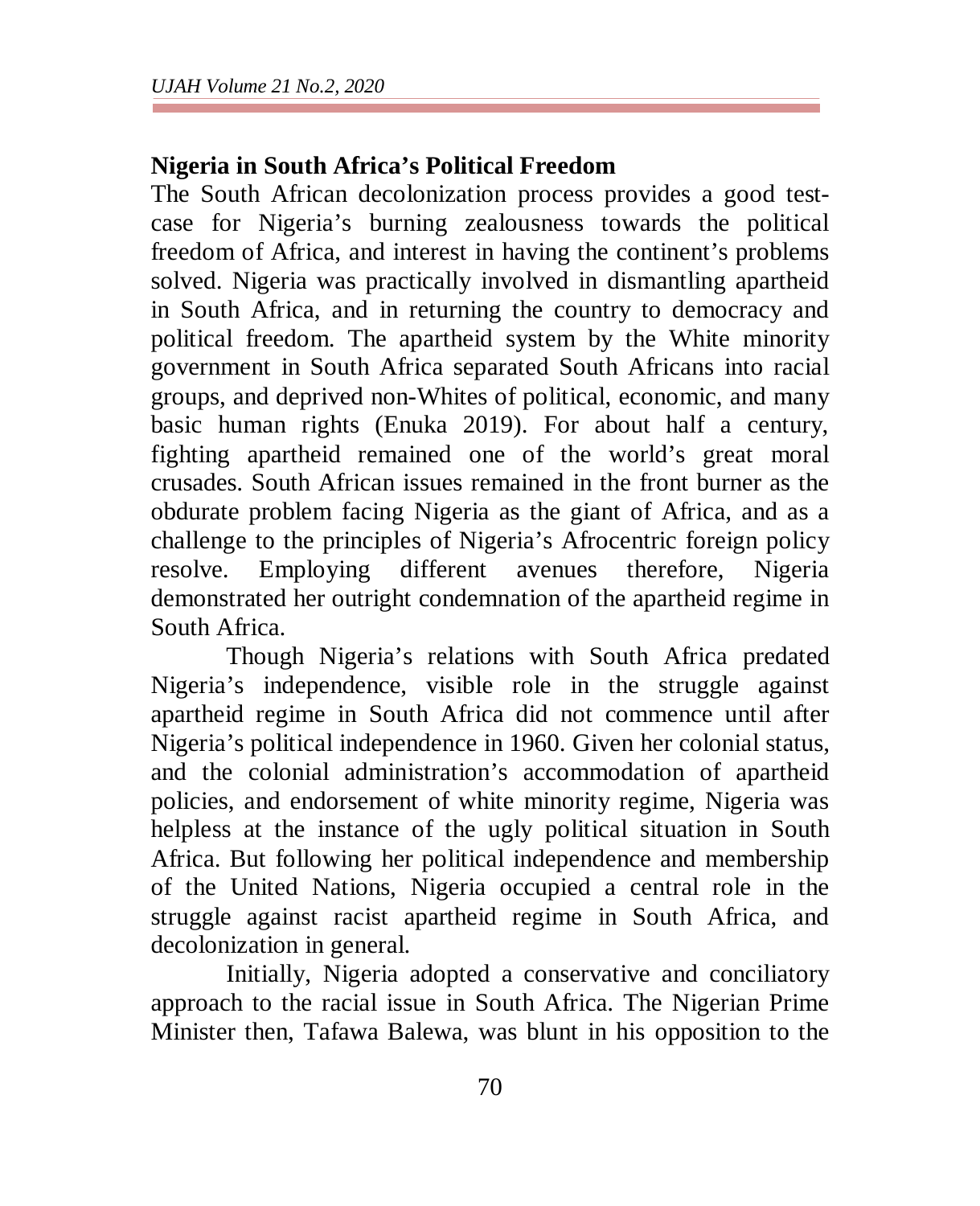## Nigeria in South Africa's Political Freedom

The South African decolonization process provides a good test-case for Nigeria's burning zealousness towards the political freedom of Africa, and interest in having the continent's problems solved. Nigeria was practically involved in dismantling apartheid in South Africa, and in returning the country to democracy and political freedom. The apartheid system by the White minority government in South Africa separated South Africans into racial groups, and deprived non-Whites of political, economic, and many basic human rights (Enuka 2019). For about half a century, fighting apartheid remained one of the world's great moral crusades. South African issues remained in the front burner as the obdurate problem facing Nigeria as the giant of Africa, and as a challenge to the principles of Nigeria's Afrocentric foreign policy resolve. Employing different avenues therefore, Nigeria demonstrated her outright condemnation of the apartheid regime in South Africa.

Though Nigeria's relations with South Africa predated Nigeria's independence, visible role in the struggle against apartheid regime in South Africa did not commence until after Nigeria's political independence in 1960. Given her colonial status, and the colonial administration's accommodation of apartheid policies, and endorsement of white minority regime, Nigeria was helpless at the instance of the ugly political situation in South Africa. But following her political independence and membership of the United Nations, Nigeria occupied a central role in the struggle against racist apartheid regime in South Africa, and decolonization in general.

Initially, Nigeria adopted a conservative and conciliatory approach to the racial issue in South Africa. The Nigerian Prime Minister then, Tafawa Balewa, was blunt in his opposition to the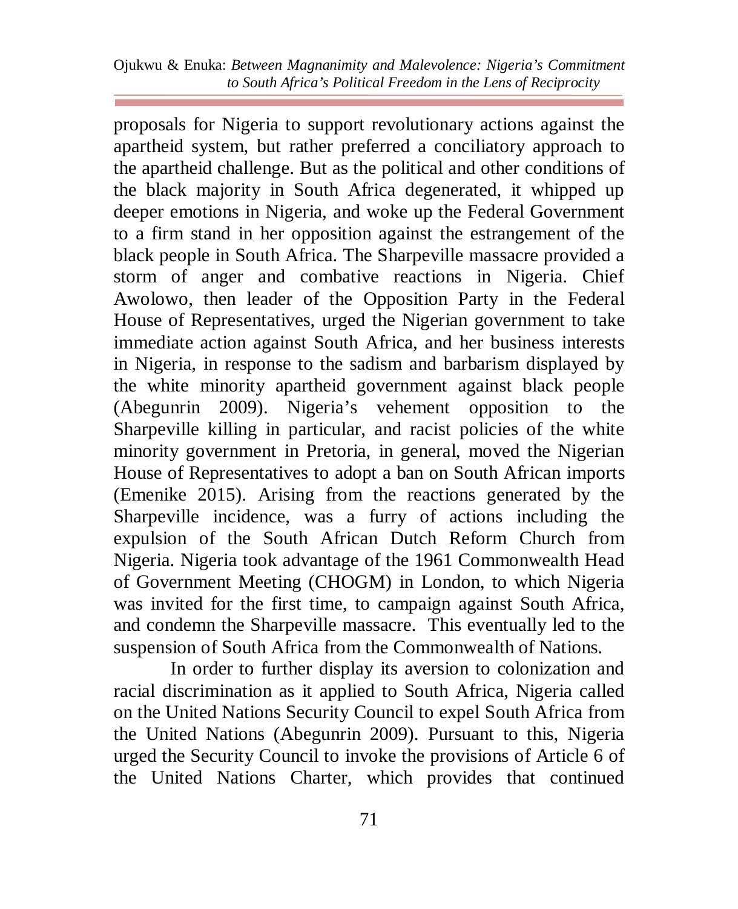proposals for Nigeria to support revolutionary actions against the apartheid system, but rather preferred a conciliatory approach to the apartheid challenge. But as the political and other conditions of the black majority in South Africa degenerated, it whipped up deeper emotions in Nigeria, and woke up the Federal Government to a firm stand in her opposition against the estrangement of the black people in South Africa. The Sharpeville massacre provided a storm of anger and combative reactions in Nigeria. Chief Awolowo, then leader of the Opposition Party in the Federal House of Representatives, urged the Nigerian government to take immediate action against South Africa, and her business interests in Nigeria, in response to the sadism and barbarism displayed by the white minority apartheid government against black people (Abegunrin 2009). Nigeria's vehement opposition to the Sharpeville killing in particular, and racist policies of the white minority government in Pretoria, in general, moved the Nigerian House of Representatives to adopt a ban on South African imports (Emenike 2015). Arising from the reactions generated by the Sharpeville incidence, was a furry of actions including the expulsion of the South African Dutch Reform Church from Nigeria. Nigeria took advantage of the 1961 Commonwealth Head of Government Meeting (CHOGM) in London, to which Nigeria was invited for the first time, to campaign against South Africa, and condemn the Sharpeville massacre. This eventually led to the suspension of South Africa from the Commonwealth of Nations.

In order to further display its aversion to colonization and racial discrimination as it applied to South Africa, Nigeria called on the United Nations Security Council to expel South Africa from the United Nations (Abegunrin 2009). Pursuant to this, Nigeria urged the Security Council to invoke the provisions of Article 6 of the United Nations Charter, which provides that continued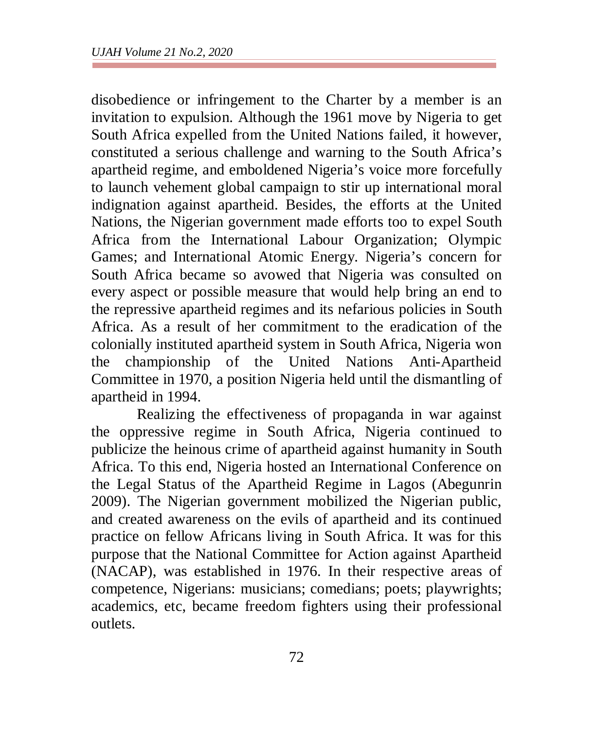disobedience or infringement to the Charter by a member is an invitation to expulsion. Although the 1961 move by Nigeria to get South Africa expelled from the United Nations failed, it however, constituted a serious challenge and warning to the South Africa's apartheid regime, and emboldened Nigeria's voice more forcefully to launch vehement global campaign to stir up international moral indignation against apartheid. Besides, the efforts at the United Nations, the Nigerian government made efforts too to expel South Africa from the International Labour Organization; Olympic Games; and International Atomic Energy. Nigeria's concern for South Africa became so avowed that Nigeria was consulted on every aspect or possible measure that would help bring an end to the repressive apartheid regimes and its nefarious policies in South Africa. As a result of her commitment to the eradication of the colonially instituted apartheid system in South Africa, Nigeria won the championship of the United Nations Anti-Apartheid Committee in 1970, a position Nigeria held until the dismantling of apartheid in 1994.

Realizing the effectiveness of propaganda in war against the oppressive regime in South Africa, Nigeria continued to publicize the heinous crime of apartheid against humanity in South Africa. To this end, Nigeria hosted an International Conference on the Legal Status of the Apartheid Regime in Lagos (Abegunrin 2009). The Nigerian government mobilized the Nigerian public, and created awareness on the evils of apartheid and its continued practice on fellow Africans living in South Africa. It was for this purpose that the National Committee for Action against Apartheid (NACAP), was established in 1976. In their respective areas of competence, Nigerians: musicians; comedians; poets; playwrights; academics, etc, became freedom fighters using their professional outlets.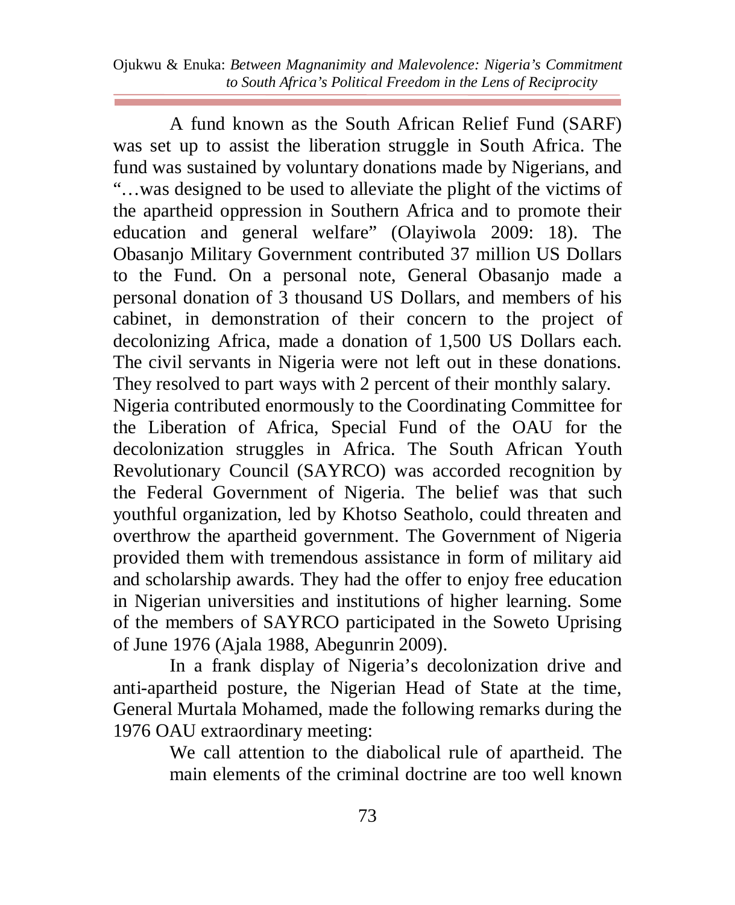A fund known as the South African Relief Fund (SARF) was set up to assist the liberation struggle in South Africa. The fund was sustained by voluntary donations made by Nigerians, and "…was designed to be used to alleviate the plight of the victims of the apartheid oppression in Southern Africa and to promote their education and general welfare" (Olayiwola 2009: 18). The Obasanjo Military Government contributed 37 million US Dollars to the Fund. On a personal note, General Obasanjo made a personal donation of 3 thousand US Dollars, and members of his cabinet, in demonstration of their concern to the project of decolonizing Africa, made a donation of 1,500 US Dollars each. The civil servants in Nigeria were not left out in these donations. They resolved to part ways with 2 percent of their monthly salary.

Nigeria contributed enormously to the Coordinating Committee for the Liberation of Africa, Special Fund of the OAU for the decolonization struggles in Africa. The South African Youth Revolutionary Council (SAYRCO) was accorded recognition by the Federal Government of Nigeria. The belief was that such youthful organization, led by Khotso Seatholo, could threaten and overthrow the apartheid government. The Government of Nigeria provided them with tremendous assistance in form of military aid and scholarship awards. They had the offer to enjoy free education in Nigerian universities and institutions of higher learning. Some of the members of SAYRCO participated in the Soweto Uprising of June 1976 (Ajala 1988, Abegunrin 2009).

In a frank display of Nigeria's decolonization drive and anti-apartheid posture, the Nigerian Head of State at the time, General Murtala Mohamed, made the following remarks during the 1976 OAU extraordinary meeting:

> We call attention to the diabolical rule of apartheid. The main elements of the criminal doctrine are too well known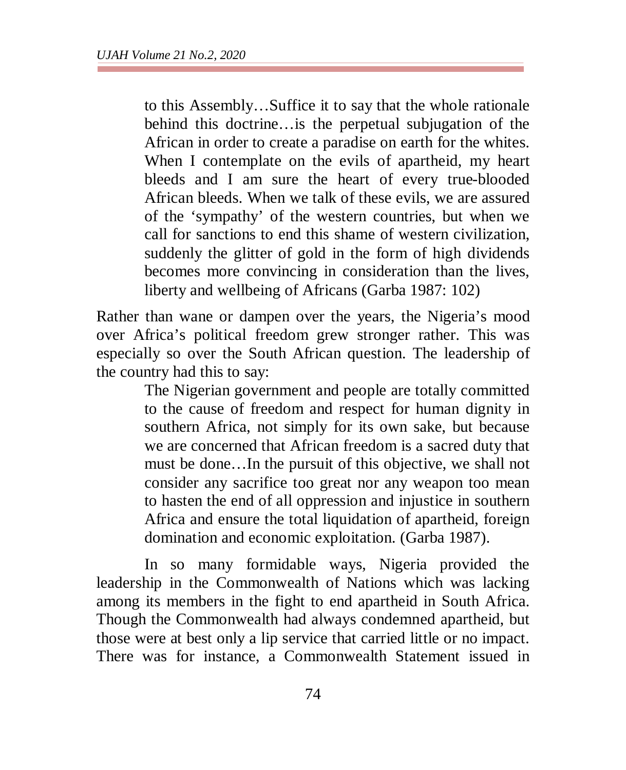> to this Assembly…Suffice it to say that the whole rationale behind this doctrine…is the perpetual subjugation of the African in order to create a paradise on earth for the whites. When I contemplate on the evils of apartheid, my heart bleeds and I am sure the heart of every true-blooded African bleeds. When we talk of these evils, we are assured of the 'sympathy' of the western countries, but when we call for sanctions to end this shame of western civilization, suddenly the glitter of gold in the form of high dividends becomes more convincing in consideration than the lives, liberty and wellbeing of Africans (Garba 1987: 102)

Rather than wane or dampen over the years, the Nigeria's mood over Africa's political freedom grew stronger rather. This was especially so over the South African question. The leadership of the country had this to say:

> The Nigerian government and people are totally committed to the cause of freedom and respect for human dignity in southern Africa, not simply for its own sake, but because we are concerned that African freedom is a sacred duty that must be done…In the pursuit of this objective, we shall not consider any sacrifice too great nor any weapon too mean to hasten the end of all oppression and injustice in southern Africa and ensure the total liquidation of apartheid, foreign domination and economic exploitation. (Garba 1987).

In so many formidable ways, Nigeria provided the leadership in the Commonwealth of Nations which was lacking among its members in the fight to end apartheid in South Africa. Though the Commonwealth had always condemned apartheid, but those were at best only a lip service that carried little or no impact. There was for instance, a Commonwealth Statement issued in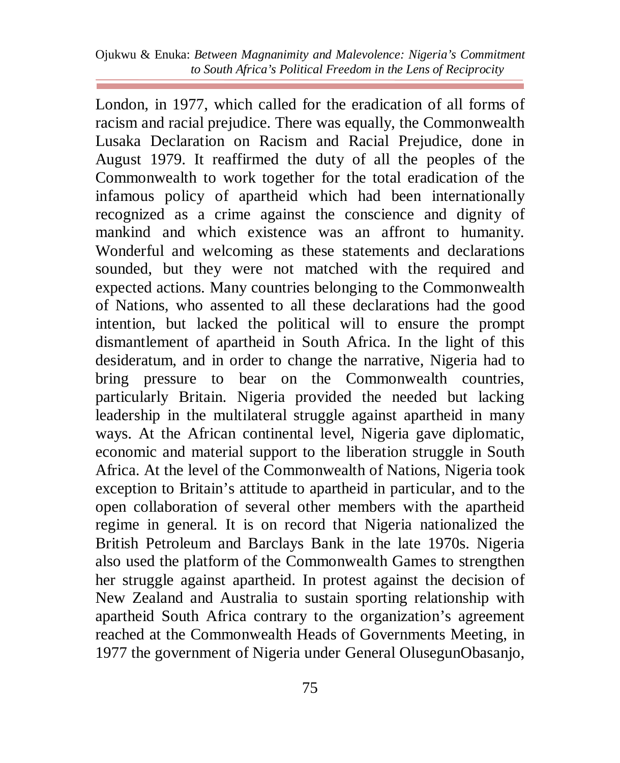London, in 1977, which called for the eradication of all forms of racism and racial prejudice. There was equally, the Commonwealth Lusaka Declaration on Racism and Racial Prejudice, done in August 1979. It reaffirmed the duty of all the peoples of the Commonwealth to work together for the total eradication of the infamous policy of apartheid which had been internationally recognized as a crime against the conscience and dignity of mankind and which existence was an affront to humanity. Wonderful and welcoming as these statements and declarations sounded, but they were not matched with the required and expected actions. Many countries belonging to the Commonwealth of Nations, who assented to all these declarations had the good intention, but lacked the political will to ensure the prompt dismantlement of apartheid in South Africa. In the light of this desideratum, and in order to change the narrative, Nigeria had to bring pressure to bear on the Commonwealth countries, particularly Britain. Nigeria provided the needed but lacking leadership in the multilateral struggle against apartheid in many ways. At the African continental level, Nigeria gave diplomatic, economic and material support to the liberation struggle in South Africa. At the level of the Commonwealth of Nations, Nigeria took exception to Britain's attitude to apartheid in particular, and to the open collaboration of several other members with the apartheid regime in general. It is on record that Nigeria nationalized the British Petroleum and Barclays Bank in the late 1970s. Nigeria also used the platform of the Commonwealth Games to strengthen her struggle against apartheid. In protest against the decision of New Zealand and Australia to sustain sporting relationship with apartheid South Africa contrary to the organization's agreement reached at the Commonwealth Heads of Governments Meeting, in 1977 the government of Nigeria under General OlusegunObasanjo,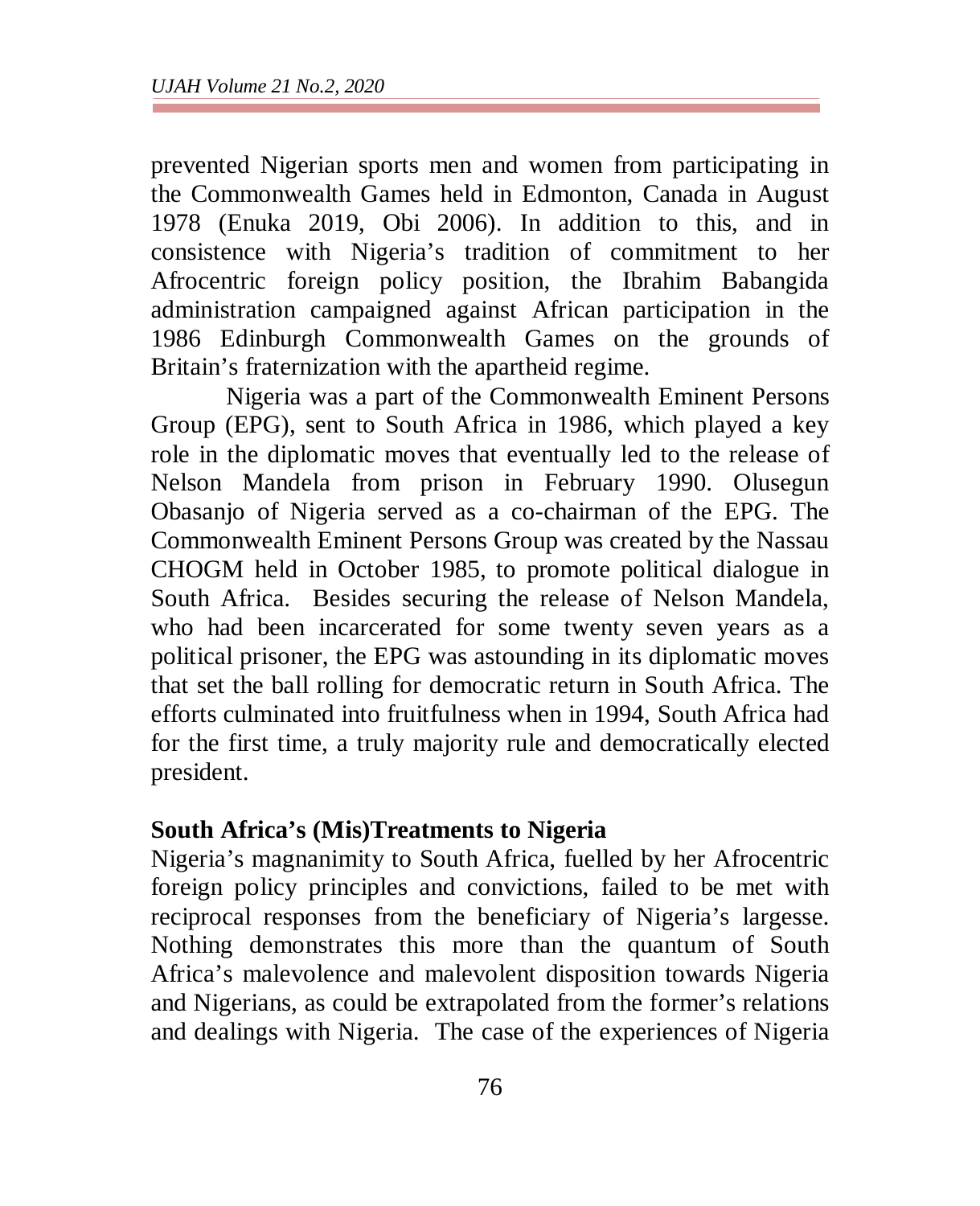prevented Nigerian sports men and women from participating in the Commonwealth Games held in Edmonton, Canada in August 1978 (Enuka 2019, Obi 2006). In addition to this, and in consistence with Nigeria's tradition of commitment to her Afrocentric foreign policy position, the Ibrahim Babangida administration campaigned against African participation in the 1986 Edinburgh Commonwealth Games on the grounds of Britain's fraternization with the apartheid regime.

Nigeria was a part of the Commonwealth Eminent Persons Group (EPG), sent to South Africa in 1986, which played a key role in the diplomatic moves that eventually led to the release of Nelson Mandela from prison in February 1990. Olusegun Obasanjo of Nigeria served as a co-chairman of the EPG. The Commonwealth Eminent Persons Group was created by the Nassau CHOGM held in October 1985, to promote political dialogue in South Africa. Besides securing the release of Nelson Mandela, who had been incarcerated for some twenty seven years as a political prisoner, the EPG was astounding in its diplomatic moves that set the ball rolling for democratic return in South Africa. The efforts culminated into fruitfulness when in 1994, South Africa had for the first time, a truly majority rule and democratically elected president.

## South Africa's (Mis)Treatments to Nigeria

Nigeria's magnanimity to South Africa, fuelled by her Afrocentric foreign policy principles and convictions, failed to be met with reciprocal responses from the beneficiary of Nigeria's largesse. Nothing demonstrates this more than the quantum of South Africa's malevolence and malevolent disposition towards Nigeria and Nigerians, as could be extrapolated from the former's relations and dealings with Nigeria. The case of the experiences of Nigeria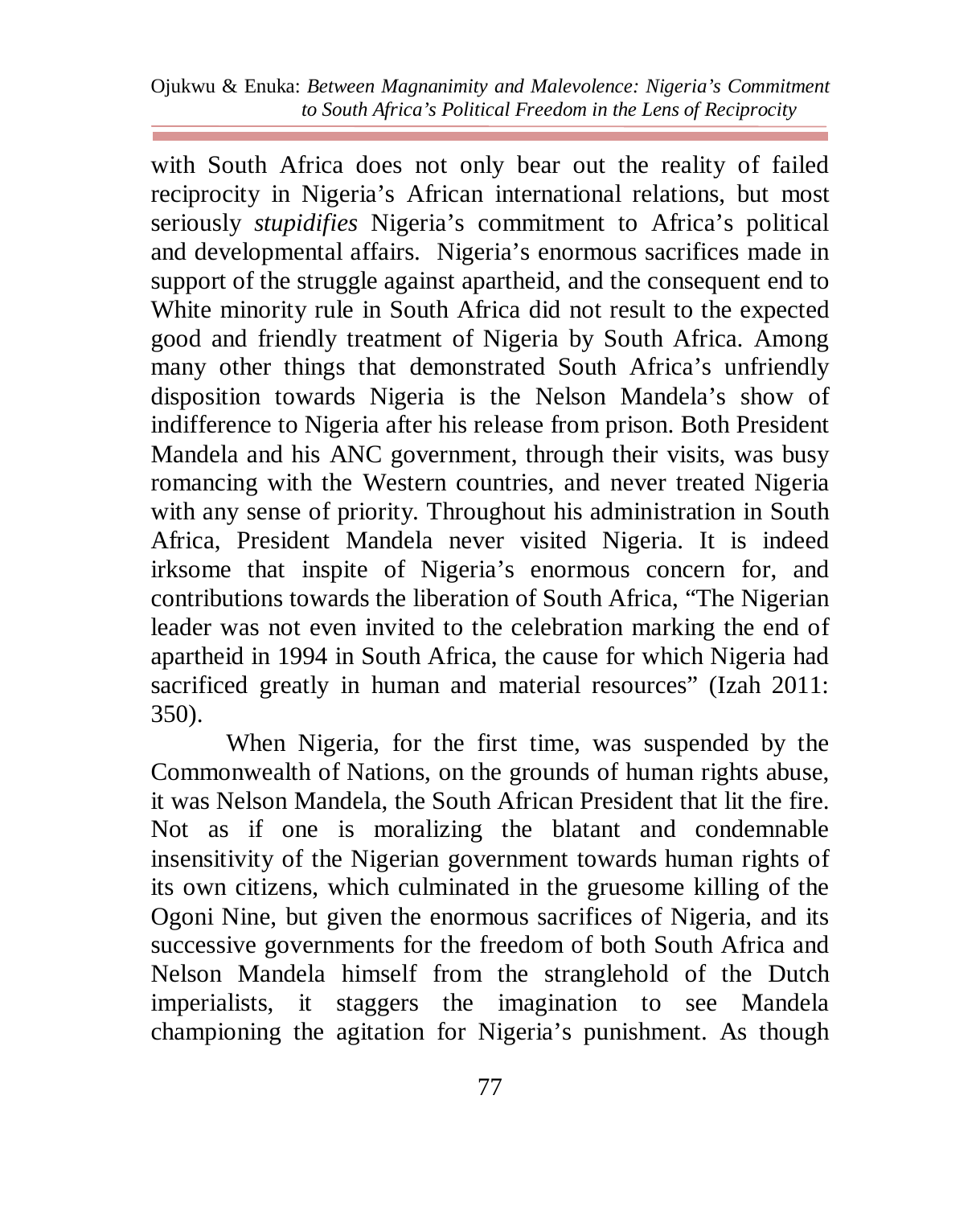with South Africa does not only bear out the reality of failed reciprocity in Nigeria's African international relations, but most seriously *stupidifies* Nigeria's commitment to Africa's political and developmental affairs. Nigeria's enormous sacrifices made in support of the struggle against apartheid, and the consequent end to White minority rule in South Africa did not result to the expected good and friendly treatment of Nigeria by South Africa. Among many other things that demonstrated South Africa's unfriendly disposition towards Nigeria is the Nelson Mandela's show of indifference to Nigeria after his release from prison. Both President Mandela and his ANC government, through their visits, was busy romancing with the Western countries, and never treated Nigeria with any sense of priority. Throughout his administration in South Africa, President Mandela never visited Nigeria. It is indeed irksome that inspite of Nigeria's enormous concern for, and contributions towards the liberation of South Africa, "The Nigerian leader was not even invited to the celebration marking the end of apartheid in 1994 in South Africa, the cause for which Nigeria had sacrificed greatly in human and material resources" (Izah 2011: 350).

When Nigeria, for the first time, was suspended by the Commonwealth of Nations, on the grounds of human rights abuse, it was Nelson Mandela, the South African President that lit the fire. Not as if one is moralizing the blatant and condemnable insensitivity of the Nigerian government towards human rights of its own citizens, which culminated in the gruesome killing of the Ogoni Nine, but given the enormous sacrifices of Nigeria, and its successive governments for the freedom of both South Africa and Nelson Mandela himself from the stranglehold of the Dutch imperialists, it staggers the imagination to see Mandela championing the agitation for Nigeria's punishment. As though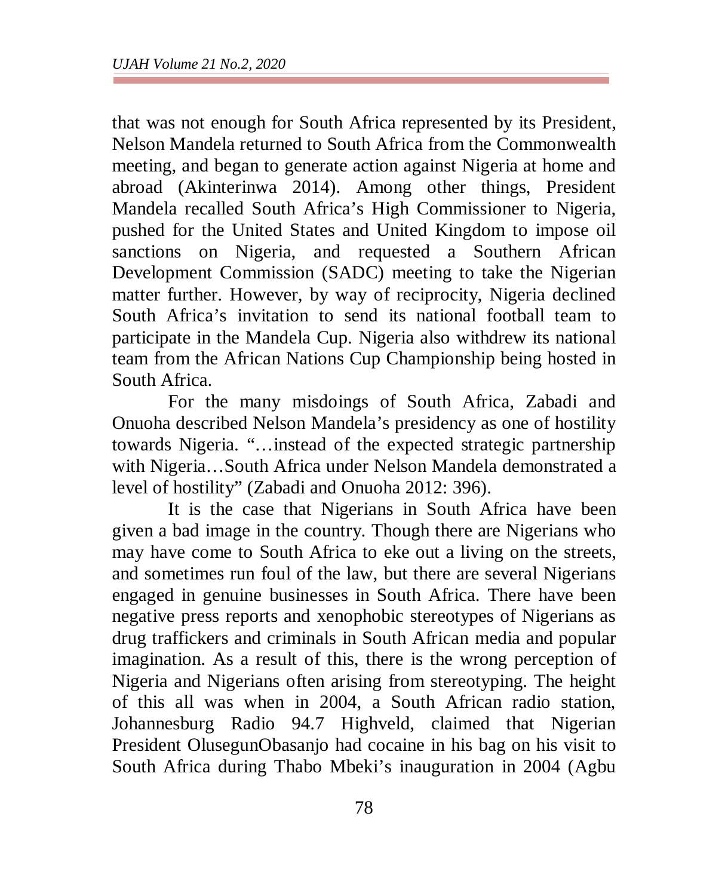that was not enough for South Africa represented by its President, Nelson Mandela returned to South Africa from the Commonwealth meeting, and began to generate action against Nigeria at home and abroad (Akinterinwa 2014). Among other things, President Mandela recalled South Africa's High Commissioner to Nigeria, pushed for the United States and United Kingdom to impose oil sanctions on Nigeria, and requested a Southern African Development Commission (SADC) meeting to take the Nigerian matter further. However, by way of reciprocity, Nigeria declined South Africa's invitation to send its national football team to participate in the Mandela Cup. Nigeria also withdrew its national team from the African Nations Cup Championship being hosted in South Africa.

For the many misdoings of South Africa, Zabadi and Onuoha described Nelson Mandela's presidency as one of hostility towards Nigeria. "…instead of the expected strategic partnership with Nigeria…South Africa under Nelson Mandela demonstrated a level of hostility" (Zabadi and Onuoha 2012: 396).

It is the case that Nigerians in South Africa have been given a bad image in the country. Though there are Nigerians who may have come to South Africa to eke out a living on the streets, and sometimes run foul of the law, but there are several Nigerians engaged in genuine businesses in South Africa. There have been negative press reports and xenophobic stereotypes of Nigerians as drug traffickers and criminals in South African media and popular imagination. As a result of this, there is the wrong perception of Nigeria and Nigerians often arising from stereotyping. The height of this all was when in 2004, a South African radio station, Johannesburg Radio 94.7 Highveld, claimed that Nigerian President OlusegunObasanjo had cocaine in his bag on his visit to South Africa during Thabo Mbeki's inauguration in 2004 (Agbu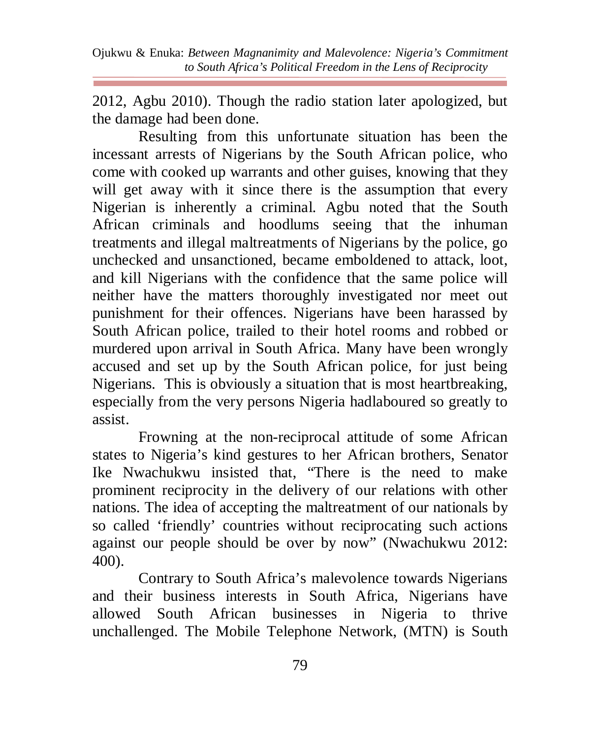2012, Agbu 2010). Though the radio station later apologized, but the damage had been done.

Resulting from this unfortunate situation has been the incessant arrests of Nigerians by the South African police, who come with cooked up warrants and other guises, knowing that they will get away with it since there is the assumption that every Nigerian is inherently a criminal. Agbu noted that the South African criminals and hoodlums seeing that the inhuman treatments and illegal maltreatments of Nigerians by the police, go unchecked and unsanctioned, became emboldened to attack, loot, and kill Nigerians with the confidence that the same police will neither have the matters thoroughly investigated nor meet out punishment for their offences. Nigerians have been harassed by South African police, trailed to their hotel rooms and robbed or murdered upon arrival in South Africa. Many have been wrongly accused and set up by the South African police, for just being Nigerians. This is obviously a situation that is most heartbreaking, especially from the very persons Nigeria hadlaboured so greatly to assist.

Frowning at the non-reciprocal attitude of some African states to Nigeria's kind gestures to her African brothers, Senator Ike Nwachukwu insisted that, "There is the need to make prominent reciprocity in the delivery of our relations with other nations. The idea of accepting the maltreatment of our nationals by so called 'friendly' countries without reciprocating such actions against our people should be over by now" (Nwachukwu 2012: 400).

Contrary to South Africa's malevolence towards Nigerians and their business interests in South Africa, Nigerians have allowed South African businesses in Nigeria to thrive unchallenged. The Mobile Telephone Network, (MTN) is South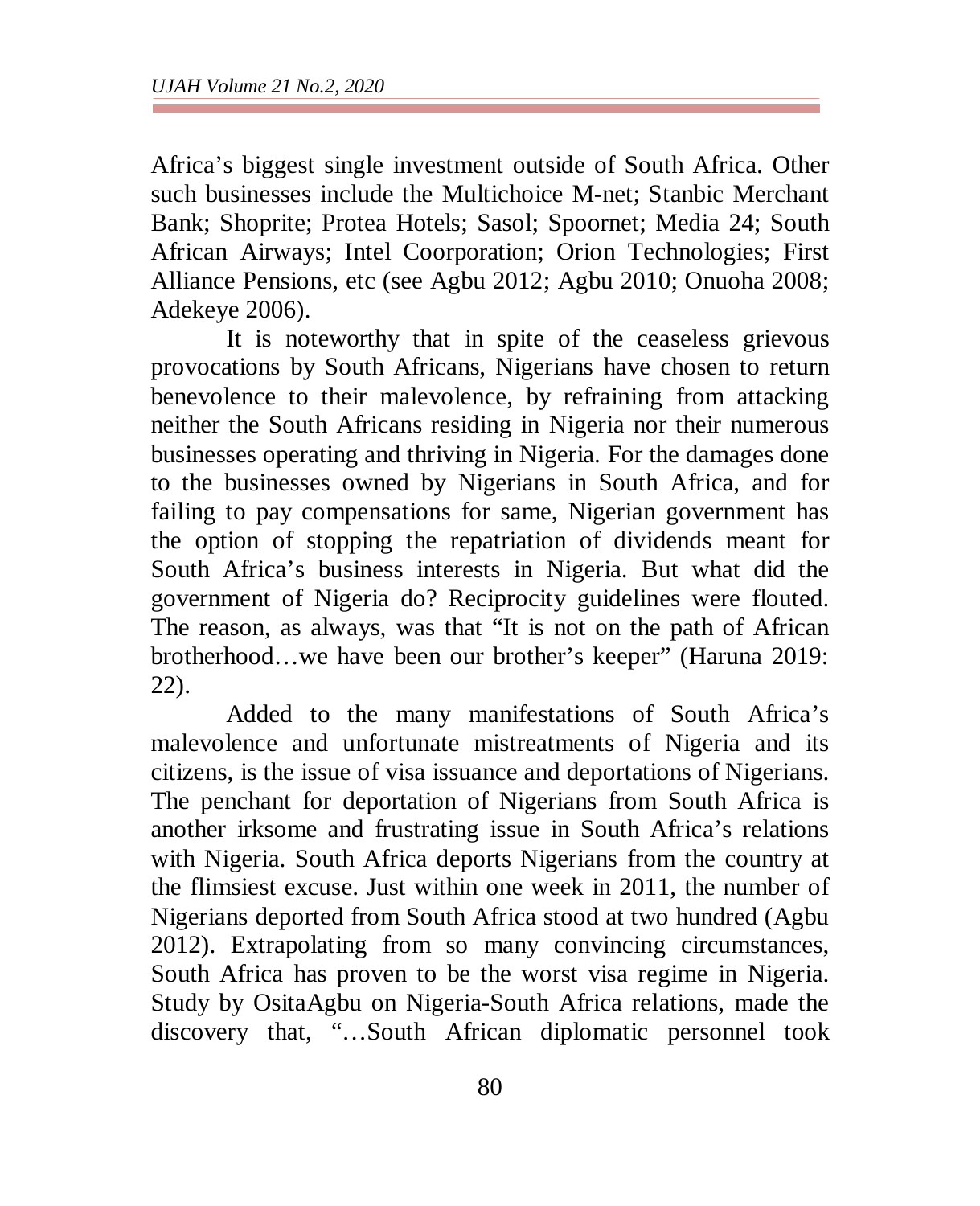Africa's biggest single investment outside of South Africa. Other such businesses include the Multichoice M-net; Stanbic Merchant Bank; Shoprite; Protea Hotels; Sasol; Spoornet; Media 24; South African Airways; Intel Coorporation; Orion Technologies; First Alliance Pensions, etc (see Agbu 2012; Agbu 2010; Onuoha 2008; Adekeye 2006).

It is noteworthy that in spite of the ceaseless grievous provocations by South Africans, Nigerians have chosen to return benevolence to their malevolence, by refraining from attacking neither the South Africans residing in Nigeria nor their numerous businesses operating and thriving in Nigeria. For the damages done to the businesses owned by Nigerians in South Africa, and for failing to pay compensations for same, Nigerian government has the option of stopping the repatriation of dividends meant for South Africa's business interests in Nigeria. But what did the government of Nigeria do? Reciprocity guidelines were flouted. The reason, as always, was that "It is not on the path of African brotherhood…we have been our brother's keeper" (Haruna 2019: 22).

Added to the many manifestations of South Africa's malevolence and unfortunate mistreatments of Nigeria and its citizens, is the issue of visa issuance and deportations of Nigerians. The penchant for deportation of Nigerians from South Africa is another irksome and frustrating issue in South Africa's relations with Nigeria. South Africa deports Nigerians from the country at the flimsiest excuse. Just within one week in 2011, the number of Nigerians deported from South Africa stood at two hundred (Agbu 2012). Extrapolating from so many convincing circumstances, South Africa has proven to be the worst visa regime in Nigeria. Study by OsitaAgbu on Nigeria-South Africa relations, made the discovery that, "…South African diplomatic personnel took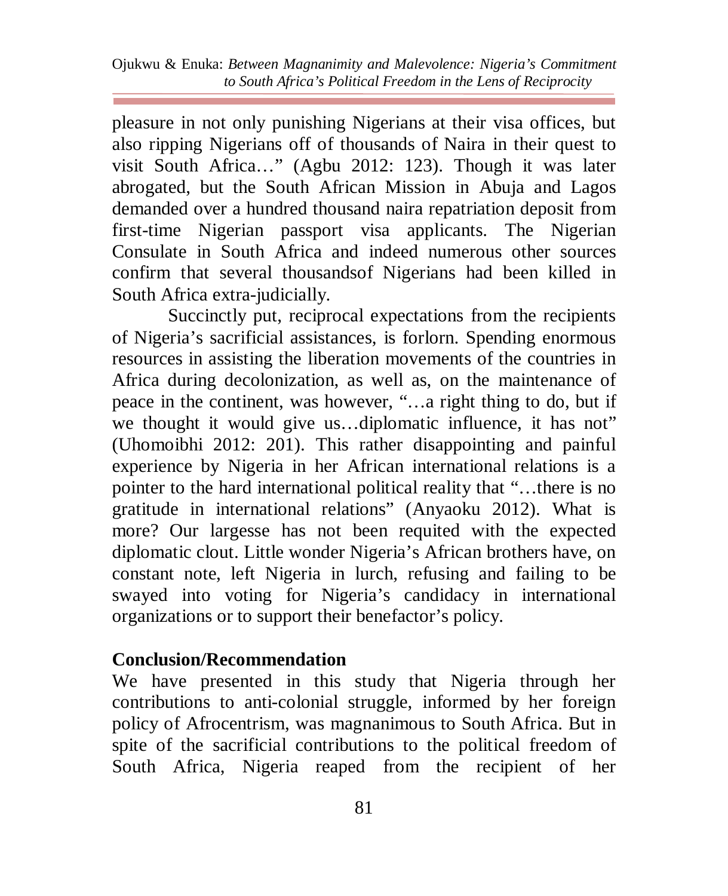pleasure in not only punishing Nigerians at their visa offices, but also ripping Nigerians off of thousands of Naira in their quest to visit South Africa…" (Agbu 2012: 123). Though it was later abrogated, but the South African Mission in Abuja and Lagos demanded over a hundred thousand naira repatriation deposit from first-time Nigerian passport visa applicants. The Nigerian Consulate in South Africa and indeed numerous other sources confirm that several thousandsof Nigerians had been killed in South Africa extra-judicially.

Succinctly put, reciprocal expectations from the recipients of Nigeria's sacrificial assistances, is forlorn. Spending enormous resources in assisting the liberation movements of the countries in Africa during decolonization, as well as, on the maintenance of peace in the continent, was however, "…a right thing to do, but if we thought it would give us…diplomatic influence, it has not" (Uhomoibhi 2012: 201). This rather disappointing and painful experience by Nigeria in her African international relations is a pointer to the hard international political reality that "…there is no gratitude in international relations" (Anyaoku 2012). What is more? Our largesse has not been requited with the expected diplomatic clout. Little wonder Nigeria's African brothers have, on constant note, left Nigeria in lurch, refusing and failing to be swayed into voting for Nigeria's candidacy in international organizations or to support their benefactor's policy.

## Conclusion/Recommendation

We have presented in this study that Nigeria through her contributions to anti-colonial struggle, informed by her foreign policy of Afrocentrism, was magnanimous to South Africa. But in spite of the sacrificial contributions to the political freedom of South Africa, Nigeria reaped from the recipient of her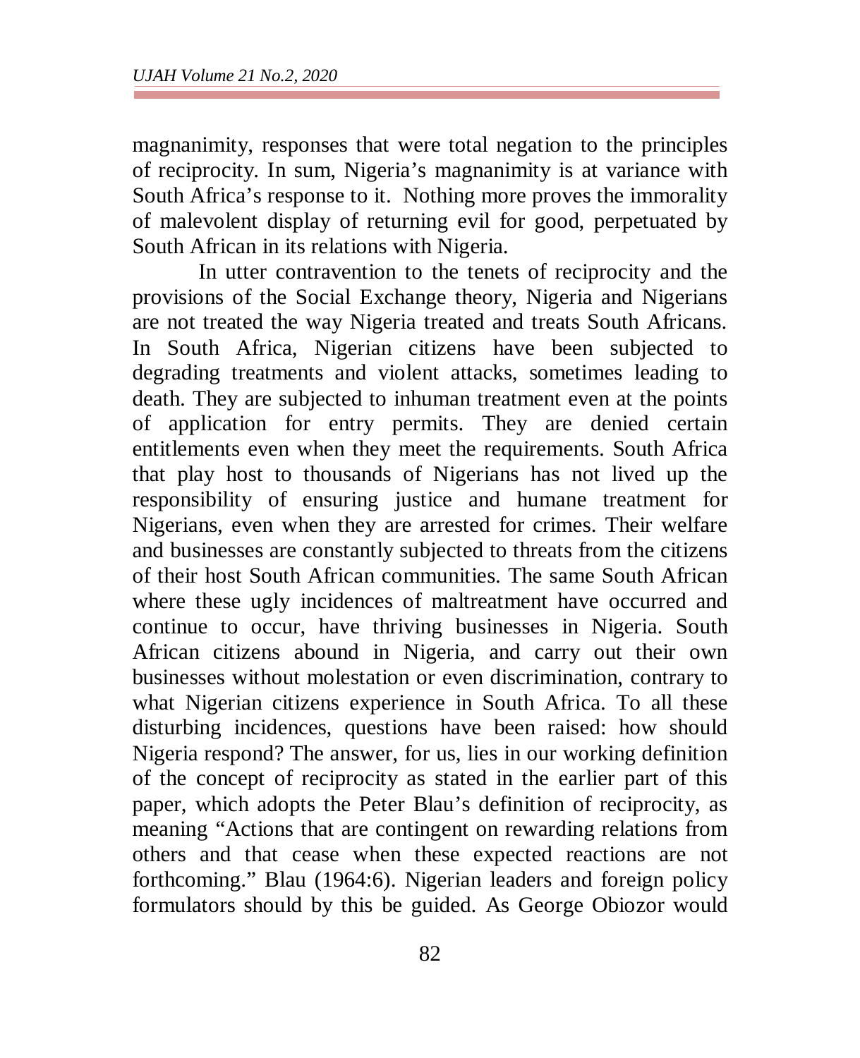magnanimity, responses that were total negation to the principles of reciprocity. In sum, Nigeria's magnanimity is at variance with South Africa's response to it. Nothing more proves the immorality of malevolent display of returning evil for good, perpetuated by South African in its relations with Nigeria.

In utter contravention to the tenets of reciprocity and the provisions of the Social Exchange theory, Nigeria and Nigerians are not treated the way Nigeria treated and treats South Africans. In South Africa, Nigerian citizens have been subjected to degrading treatments and violent attacks, sometimes leading to death. They are subjected to inhuman treatment even at the points of application for entry permits. They are denied certain entitlements even when they meet the requirements. South Africa that play host to thousands of Nigerians has not lived up the responsibility of ensuring justice and humane treatment for Nigerians, even when they are arrested for crimes. Their welfare and businesses are constantly subjected to threats from the citizens of their host South African communities. The same South African where these ugly incidences of maltreatment have occurred and continue to occur, have thriving businesses in Nigeria. South African citizens abound in Nigeria, and carry out their own businesses without molestation or even discrimination, contrary to what Nigerian citizens experience in South Africa. To all these disturbing incidences, questions have been raised: how should Nigeria respond? The answer, for us, lies in our working definition of the concept of reciprocity as stated in the earlier part of this paper, which adopts the Peter Blau's definition of reciprocity, as meaning "Actions that are contingent on rewarding relations from others and that cease when these expected reactions are not forthcoming." Blau (1964:6). Nigerian leaders and foreign policy formulators should by this be guided. As George Obiozor would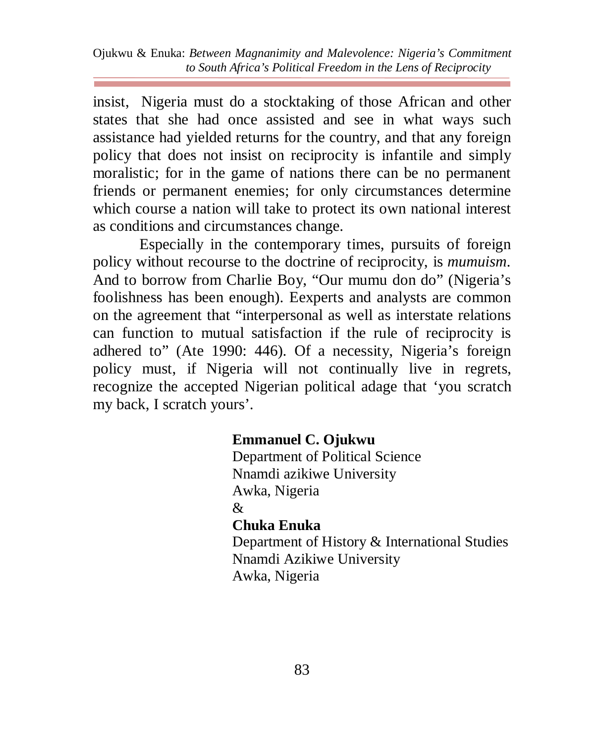insist, Nigeria must do a stocktaking of those African and other states that she had once assisted and see in what ways such assistance had yielded returns for the country, and that any foreign policy that does not insist on reciprocity is infantile and simply moralistic; for in the game of nations there can be no permanent friends or permanent enemies; for only circumstances determine which course a nation will take to protect its own national interest as conditions and circumstances change.

Especially in the contemporary times, pursuits of foreign policy without recourse to the doctrine of reciprocity, is *mumuism*. And to borrow from Charlie Boy, "Our mumu don do" (Nigeria's foolishness has been enough). Eexperts and analysts are common on the agreement that "interpersonal as well as interstate relations can function to mutual satisfaction if the rule of reciprocity is adhered to" (Ate 1990: 446). Of a necessity, Nigeria's foreign policy must, if Nigeria will not continually live in regrets, recognize the accepted Nigerian political adage that 'you scratch my back, I scratch yours'.

**Emmanuel C. Ojukwu**
Department of Political Science
Nnamdi azikiwe University
Awka, Nigeria
&
**Chuka Enuka**
Department of History & International Studies
Nnamdi Azikiwe University
Awka, Nigeria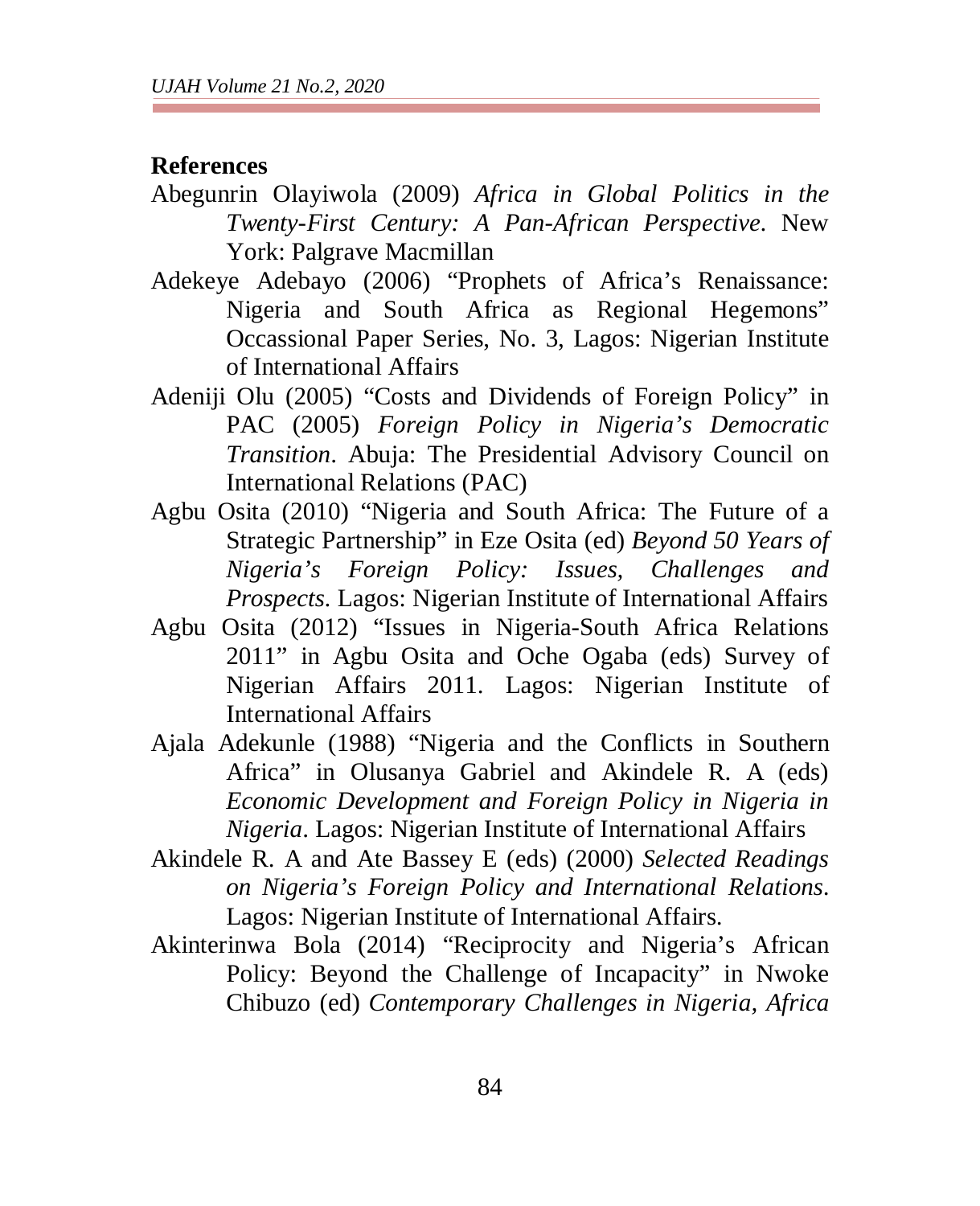## References

Abegunrin Olayiwola (2009) *Africa in Global Politics in the Twenty-First Century: A Pan-African Perspective.* New York: Palgrave Macmillan

Adekeye Adebayo (2006) "Prophets of Africa's Renaissance: Nigeria and South Africa as Regional Hegemons" Occassional Paper Series, No. 3, Lagos: Nigerian Institute of International Affairs

Adeniji Olu (2005) "Costs and Dividends of Foreign Policy" in PAC (2005) *Foreign Policy in Nigeria's Democratic Transition*. Abuja: The Presidential Advisory Council on International Relations (PAC)

Agbu Osita (2010) "Nigeria and South Africa: The Future of a Strategic Partnership" in Eze Osita (ed) *Beyond 50 Years of Nigeria's Foreign Policy: Issues, Challenges and Prospects*. Lagos: Nigerian Institute of International Affairs

Agbu Osita (2012) "Issues in Nigeria-South Africa Relations 2011" in Agbu Osita and Oche Ogaba (eds) Survey of Nigerian Affairs 2011. Lagos: Nigerian Institute of International Affairs

Ajala Adekunle (1988) "Nigeria and the Conflicts in Southern Africa" in Olusanya Gabriel and Akindele R. A (eds) *Economic Development and Foreign Policy in Nigeria in Nigeria*. Lagos: Nigerian Institute of International Affairs

Akindele R. A and Ate Bassey E (eds) (2000) *Selected Readings on Nigeria's Foreign Policy and International Relations*. Lagos: Nigerian Institute of International Affairs.

Akinterinwa Bola (2014) "Reciprocity and Nigeria's African Policy: Beyond the Challenge of Incapacity" in Nwoke Chibuzo (ed) *Contemporary Challenges in Nigeria, Africa*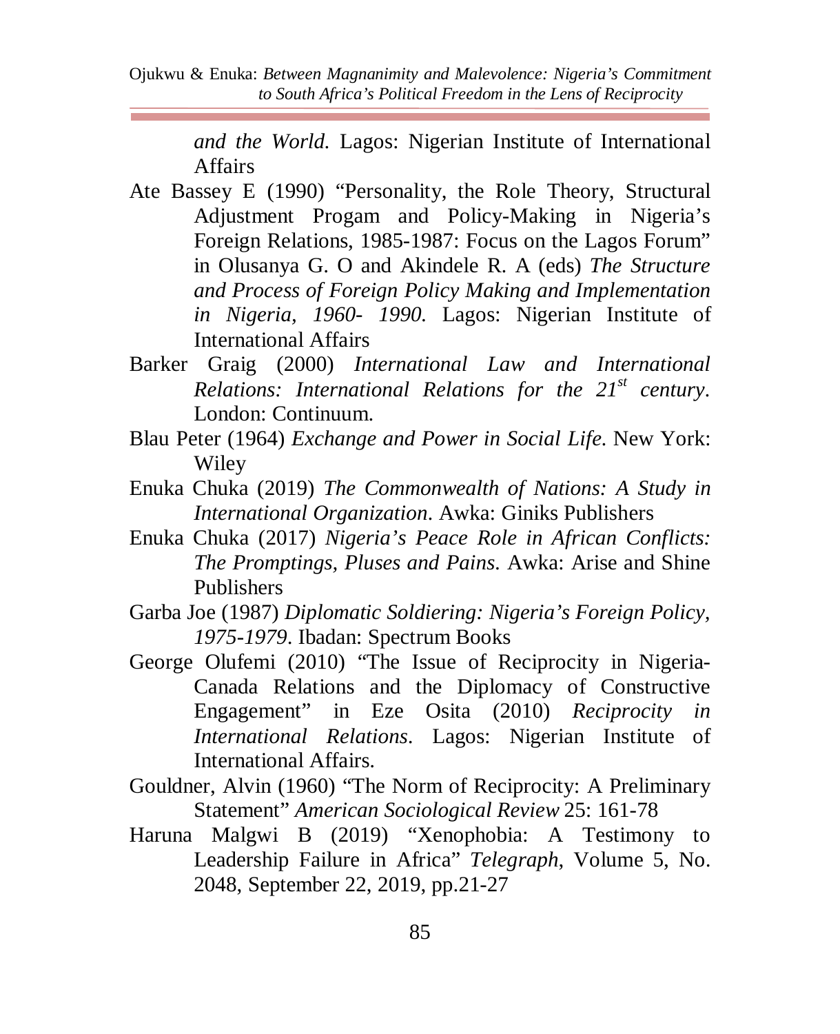*and the World*. Lagos: Nigerian Institute of International Affairs

Ate Bassey E (1990) "Personality, the Role Theory, Structural Adjustment Progam and Policy-Making in Nigeria's Foreign Relations, 1985-1987: Focus on the Lagos Forum" in Olusanya G. O and Akindele R. A (eds) *The Structure and Process of Foreign Policy Making and Implementation in Nigeria, 1960- 1990*. Lagos: Nigerian Institute of International Affairs

Barker Graig (2000) *International Law and International Relations: International Relations for the 21st century*. London: Continuum.

Blau Peter (1964) *Exchange and Power in Social Life*. New York: Wiley

Enuka Chuka (2019) *The Commonwealth of Nations: A Study in International Organization*. Awka: Giniks Publishers

Enuka Chuka (2017) *Nigeria's Peace Role in African Conflicts: The Promptings, Pluses and Pains*. Awka: Arise and Shine Publishers

Garba Joe (1987) *Diplomatic Soldiering: Nigeria's Foreign Policy, 1975-1979*. Ibadan: Spectrum Books

George Olufemi (2010) "The Issue of Reciprocity in Nigeria-Canada Relations and the Diplomacy of Constructive Engagement" in Eze Osita (2010) *Reciprocity in International Relations*. Lagos: Nigerian Institute of International Affairs.

Gouldner, Alvin (1960) "The Norm of Reciprocity: A Preliminary Statement" *American Sociological Review* 25: 161-78

Haruna Malgwi B (2019) "Xenophobia: A Testimony to Leadership Failure in Africa" *Telegraph*, Volume 5, No. 2048, September 22, 2019, pp.21-27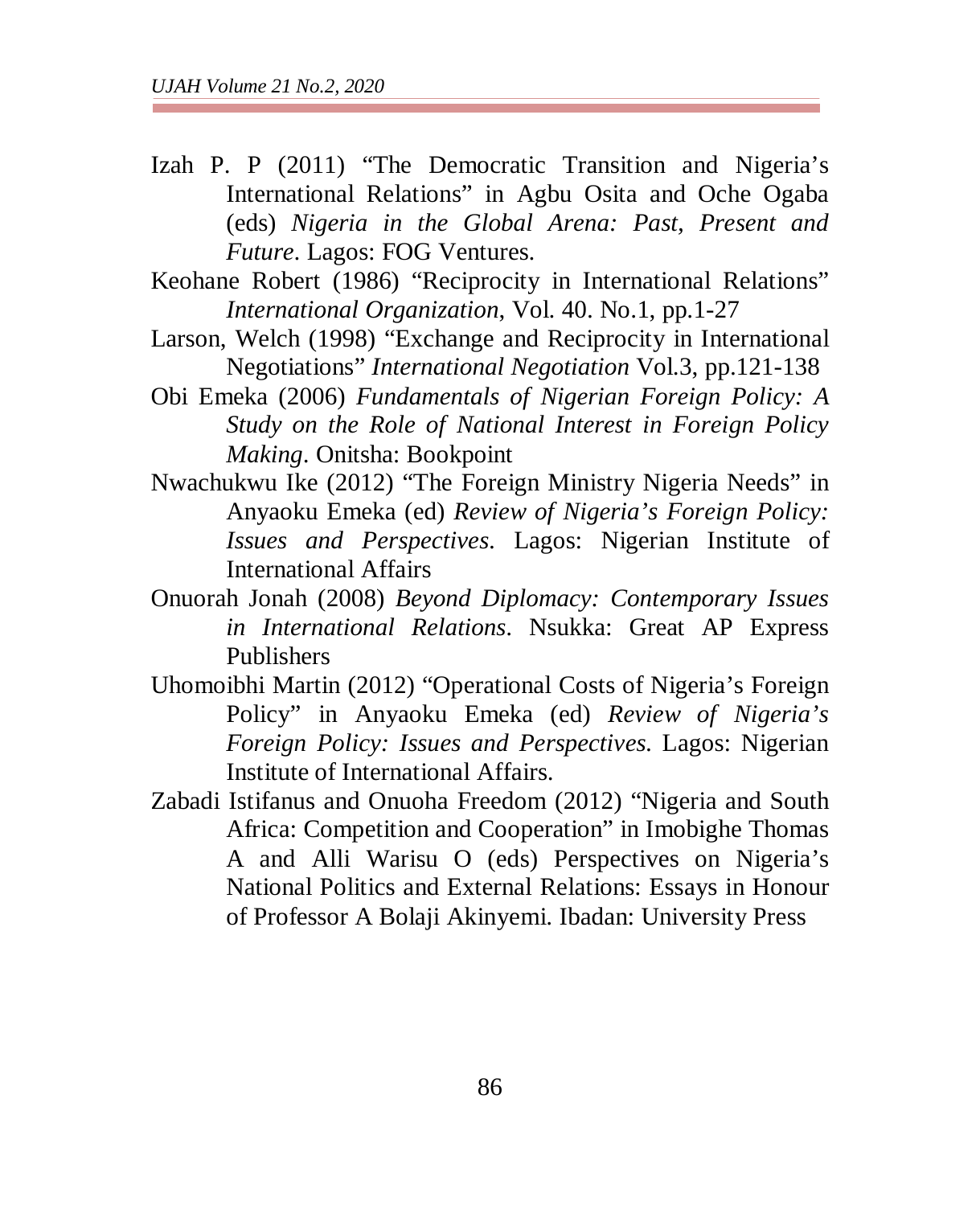Izah P. P (2011) “The Democratic Transition and Nigeria’s International Relations” in Agbu Osita and Oche Ogaba (eds) *Nigeria in the Global Arena: Past, Present and Future*. Lagos: FOG Ventures.

Keohane Robert (1986) “Reciprocity in International Relations” *International Organization,* Vol. 40. No.1, pp.1-27

Larson, Welch (1998) “Exchange and Reciprocity in International Negotiations” *International Negotiation* Vol.3, pp.121-138

Obi Emeka (2006) *Fundamentals of Nigerian Foreign Policy: A Study on the Role of National Interest in Foreign Policy Making*. Onitsha: Bookpoint

Nwachukwu Ike (2012) “The Foreign Ministry Nigeria Needs” in Anyaoku Emeka (ed) *Review of Nigeria’s Foreign Policy: Issues and Perspectives*. Lagos: Nigerian Institute of International Affairs

Onuorah Jonah (2008) *Beyond Diplomacy: Contemporary Issues in International Relations*. Nsukka: Great AP Express Publishers

Uhomoibhi Martin (2012) “Operational Costs of Nigeria’s Foreign Policy” in Anyaoku Emeka (ed) *Review of Nigeria’s Foreign Policy: Issues and Perspectives.* Lagos: Nigerian Institute of International Affairs.

Zabadi Istifanus and Onuoha Freedom (2012) “Nigeria and South Africa: Competition and Cooperation” in Imobighe Thomas A and Alli Warisu O (eds) Perspectives on Nigeria’s National Politics and External Relations: Essays in Honour of Professor A Bolaji Akinyemi. Ibadan: University Press